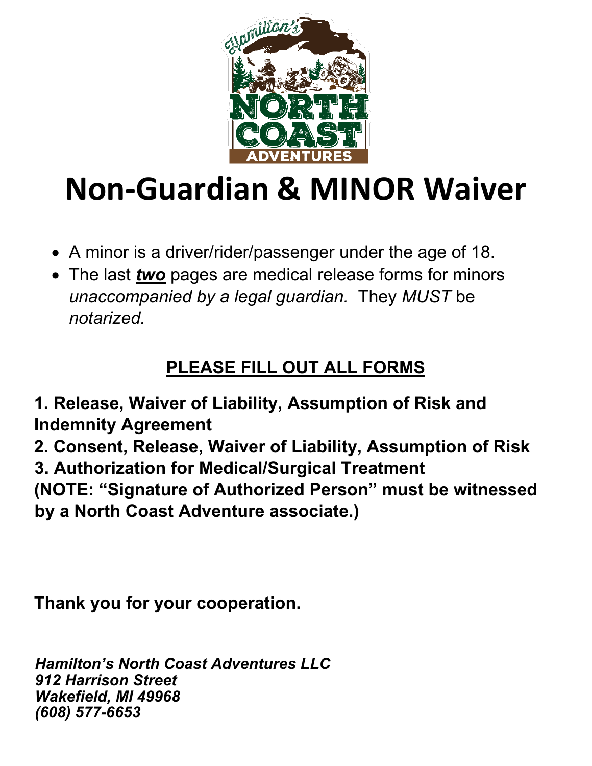# Non-Guardian & MINOR Waiver

- A minor is a driver/rider/passenger under the age of 18.
- The last ***two*** pages are medical release forms for minors *unaccompanied by a legal guardian.* They *MUST* be *notarized.*

## PLEASE FILL OUT ALL FORMS

**1. Release, Waiver of Liability, Assumption of Risk and Indemnity Agreement**
**2. Consent, Release, Waiver of Liability, Assumption of Risk**
**3. Authorization for Medical/Surgical Treatment**
**(NOTE: "Signature of Authorized Person" must be witnessed by a North Coast Adventure associate.)**

**Thank you for your cooperation.**

***Hamilton's North Coast Adventures LLC***
***912 Harrison Street***
***Wakefield, MI 49968***
***(608) 577-6653***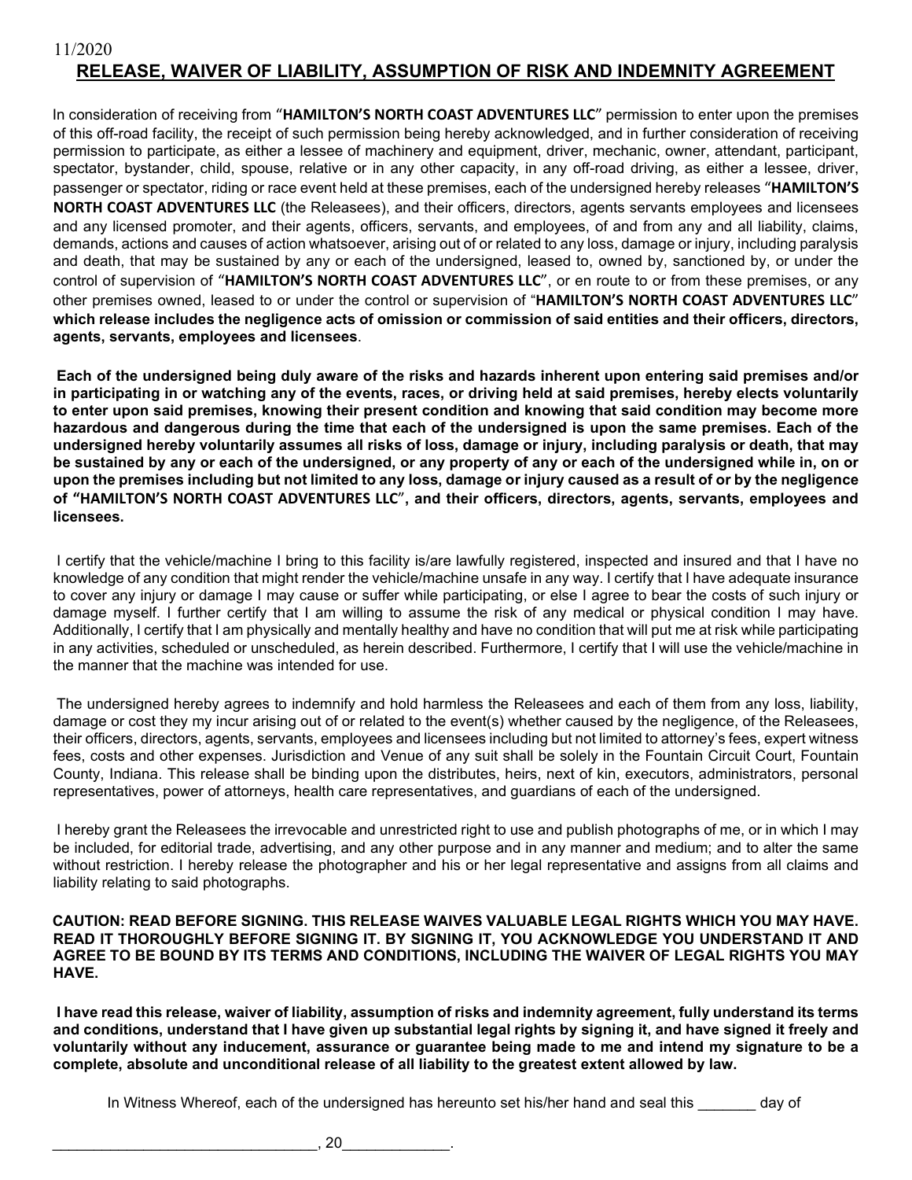11/2020

# RELEASE, WAIVER OF LIABILITY, ASSUMPTION OF RISK AND INDEMNITY AGREEMENT

In consideration of receiving from "**HAMILTON'S NORTH COAST ADVENTURES LLC**" permission to enter upon the premises of this off-road facility, the receipt of such permission being hereby acknowledged, and in further consideration of receiving permission to participate, as either a lessee of machinery and equipment, driver, mechanic, owner, attendant, participant, spectator, bystander, child, spouse, relative or in any other capacity, in any off-road driving, as either a lessee, driver, passenger or spectator, riding or race event held at these premises, each of the undersigned hereby releases "**HAMILTON'S NORTH COAST ADVENTURES LLC** (the Releasees), and their officers, directors, agents servants employees and licensees and any licensed promoter, and their agents, officers, servants, and employees, of and from any and all liability, claims, demands, actions and causes of action whatsoever, arising out of or related to any loss, damage or injury, including paralysis and death, that may be sustained by any or each of the undersigned, leased to, owned by, sanctioned by, or under the control of supervision of "**HAMILTON'S NORTH COAST ADVENTURES LLC**", or en route to or from these premises, or any other premises owned, leased to or under the control or supervision of "**HAMILTON'S NORTH COAST ADVENTURES LLC**" **which release includes the negligence acts of omission or commission of said entities and their officers, directors, agents, servants, employees and licensees**.

**Each of the undersigned being duly aware of the risks and hazards inherent upon entering said premises and/or in participating in or watching any of the events, races, or driving held at said premises, hereby elects voluntarily to enter upon said premises, knowing their present condition and knowing that said condition may become more hazardous and dangerous during the time that each of the undersigned is upon the same premises. Each of the undersigned hereby voluntarily assumes all risks of loss, damage or injury, including paralysis or death, that may be sustained by any or each of the undersigned, or any property of any or each of the undersigned while in, on or upon the premises including but not limited to any loss, damage or injury caused as a result of or by the negligence of "HAMILTON'S NORTH COAST ADVENTURES LLC", and their officers, directors, agents, servants, employees and licensees.**

I certify that the vehicle/machine I bring to this facility is/are lawfully registered, inspected and insured and that I have no knowledge of any condition that might render the vehicle/machine unsafe in any way. I certify that I have adequate insurance to cover any injury or damage I may cause or suffer while participating, or else I agree to bear the costs of such injury or damage myself. I further certify that I am willing to assume the risk of any medical or physical condition I may have. Additionally, I certify that I am physically and mentally healthy and have no condition that will put me at risk while participating in any activities, scheduled or unscheduled, as herein described. Furthermore, I certify that I will use the vehicle/machine in the manner that the machine was intended for use.

The undersigned hereby agrees to indemnify and hold harmless the Releasees and each of them from any loss, liability, damage or cost they my incur arising out of or related to the event(s) whether caused by the negligence, of the Releasees, their officers, directors, agents, servants, employees and licensees including but not limited to attorney's fees, expert witness fees, costs and other expenses. Jurisdiction and Venue of any suit shall be solely in the Fountain Circuit Court, Fountain County, Indiana. This release shall be binding upon the distributes, heirs, next of kin, executors, administrators, personal representatives, power of attorneys, health care representatives, and guardians of each of the undersigned.

I hereby grant the Releasees the irrevocable and unrestricted right to use and publish photographs of me, or in which I may be included, for editorial trade, advertising, and any other purpose and in any manner and medium; and to alter the same without restriction. I hereby release the photographer and his or her legal representative and assigns from all claims and liability relating to said photographs.

**CAUTION: READ BEFORE SIGNING. THIS RELEASE WAIVES VALUABLE LEGAL RIGHTS WHICH YOU MAY HAVE. READ IT THOROUGHLY BEFORE SIGNING IT. BY SIGNING IT, YOU ACKNOWLEDGE YOU UNDERSTAND IT AND AGREE TO BE BOUND BY ITS TERMS AND CONDITIONS, INCLUDING THE WAIVER OF LEGAL RIGHTS YOU MAY HAVE.**

**I have read this release, waiver of liability, assumption of risks and indemnity agreement, fully understand its terms and conditions, understand that I have given up substantial legal rights by signing it, and have signed it freely and voluntarily without any inducement, assurance or guarantee being made to me and intend my signature to be a complete, absolute and unconditional release of all liability to the greatest extent allowed by law.**

In Witness Whereof, each of the undersigned has hereunto set his/her hand and seal this _______ day of

_______________________________, 20_____________.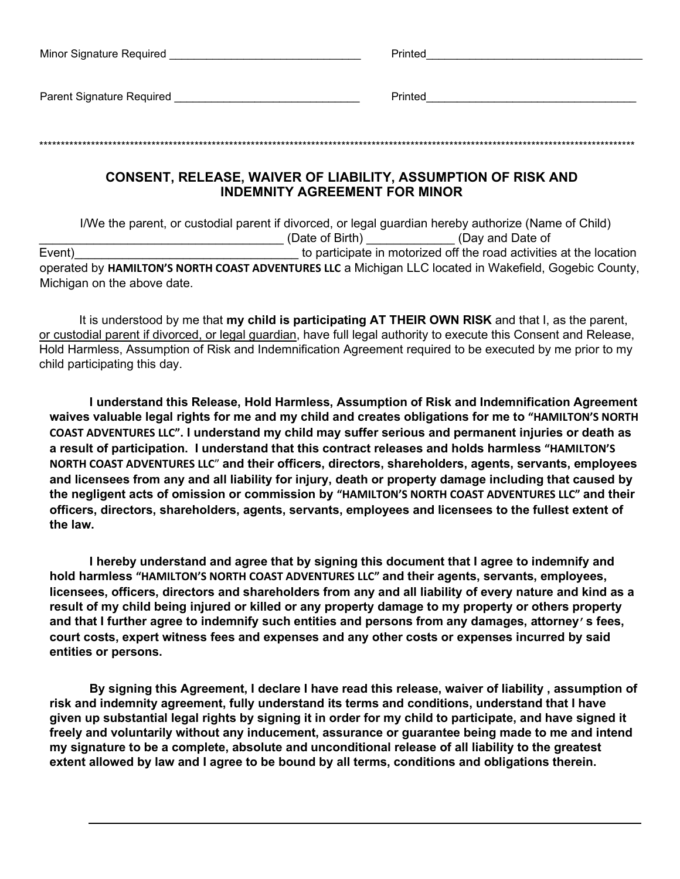Minor Signature Required _______________________________ Printed___________________________________

Parent Signature Required ______________________________ Printed__________________________________

*****************************************************************************************************************************************

## CONSENT, RELEASE, WAIVER OF LIABILITY, ASSUMPTION OF RISK AND INDEMNITY AGREEMENT FOR MINOR

I/We the parent, or custodial parent if divorced, or legal guardian hereby authorize (Name of Child) _____________________________________ (Date of Birth) _____________ (Day and Date of Event)__________________________________ to participate in motorized off the road activities at the location operated by **HAMILTON'S NORTH COAST ADVENTURES LLC** a Michigan LLC located in Wakefield, Gogebic County, Michigan on the above date.

It is understood by me that **my child is participating AT THEIR OWN RISK** and that I, as the parent, or custodial parent if divorced, or legal guardian, have full legal authority to execute this Consent and Release, Hold Harmless, Assumption of Risk and Indemnification Agreement required to be executed by me prior to my child participating this day.

**I understand this Release, Hold Harmless, Assumption of Risk and Indemnification Agreement waives valuable legal rights for me and my child and creates obligations for me to "HAMILTON'S NORTH COAST ADVENTURES LLC". I understand my child may suffer serious and permanent injuries or death as a result of participation. I understand that this contract releases and holds harmless "HAMILTON'S NORTH COAST ADVENTURES LLC" and their officers, directors, shareholders, agents, servants, employees and licensees from any and all liability for injury, death or property damage including that caused by the negligent acts of omission or commission by "HAMILTON'S NORTH COAST ADVENTURES LLC" and their officers, directors, shareholders, agents, servants, employees and licensees to the fullest extent of the law.**

**I hereby understand and agree that by signing this document that I agree to indemnify and hold harmless "HAMILTON'S NORTH COAST ADVENTURES LLC" and their agents, servants, employees, licensees, officers, directors and shareholders from any and all liability of every nature and kind as a result of my child being injured or killed or any property damage to my property or others property and that I further agree to indemnify such entities and persons from any damages, attorney's fees, court costs, expert witness fees and expenses and any other costs or expenses incurred by said entities or persons.**

**By signing this Agreement, I declare I have read this release, waiver of liability , assumption of risk and indemnity agreement, fully understand its terms and conditions, understand that I have given up substantial legal rights by signing it in order for my child to participate, and have signed it freely and voluntarily without any inducement, assurance or guarantee being made to me and intend my signature to be a complete, absolute and unconditional release of all liability to the greatest extent allowed by law and I agree to be bound by all terms, conditions and obligations therein.**

______________________________________________________________________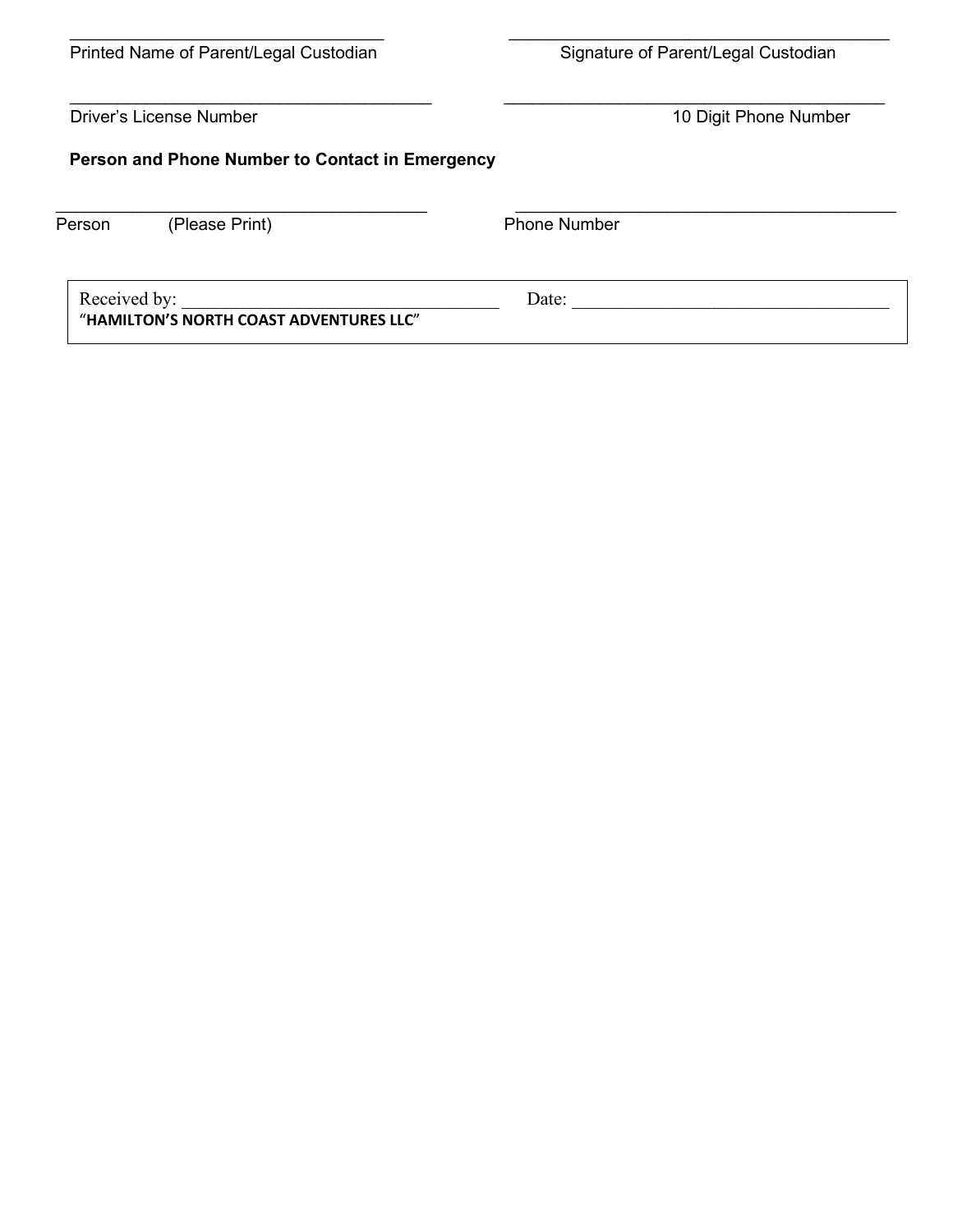\_\_\_\_\_\_\_\_\_\_\_\_\_\_\_\_\_\_\_\_\_\_\_\_\_\_\_\_\_\_\_\_\_\_\_\_ &nbsp;&nbsp;&nbsp;&nbsp; \_\_\_\_\_\_\_\_\_\_\_\_\_\_\_\_\_\_\_\_\_\_\_\_\_\_\_\_\_\_\_\_\_\_\_\_\_\_\_\_

Printed Name of Parent/Legal Custodian &nbsp;&nbsp;&nbsp;&nbsp; Signature of Parent/Legal Custodian

\_\_\_\_\_\_\_\_\_\_\_\_\_\_\_\_\_\_\_\_\_\_\_\_\_\_\_\_\_\_\_\_\_\_\_\_\_\_\_\_ &nbsp;&nbsp;&nbsp;&nbsp; \_\_\_\_\_\_\_\_\_\_\_\_\_\_\_\_\_\_\_\_\_\_\_\_\_\_\_\_\_\_\_\_\_\_\_\_\_\_\_\_

Driver's License Number &nbsp;&nbsp;&nbsp;&nbsp; 10 Digit Phone Number

**Person and Phone Number to Contact in Emergency**

\_\_\_\_\_\_\_\_\_\_\_\_\_\_\_\_\_\_\_\_\_\_\_\_\_\_\_\_\_\_\_\_\_\_\_\_\_\_\_\_ &nbsp;&nbsp;&nbsp;&nbsp; \_\_\_\_\_\_\_\_\_\_\_\_\_\_\_\_\_\_\_\_\_\_\_\_\_\_\_\_\_\_\_\_\_\_\_\_\_\_\_\_

Person &nbsp;&nbsp;&nbsp;&nbsp; (Please Print) &nbsp;&nbsp;&nbsp;&nbsp; Phone Number

Received by: \_\_\_\_\_\_\_\_\_\_\_\_\_\_\_\_\_\_\_\_\_\_\_\_\_\_\_\_\_\_\_\_\_\_\_ &nbsp;&nbsp;&nbsp;&nbsp; Date: \_\_\_\_\_\_\_\_\_\_\_\_\_\_\_\_\_\_\_\_\_\_\_\_\_\_\_\_\_\_\_\_\_\_\_

"**HAMILTON'S NORTH COAST ADVENTURES LLC**"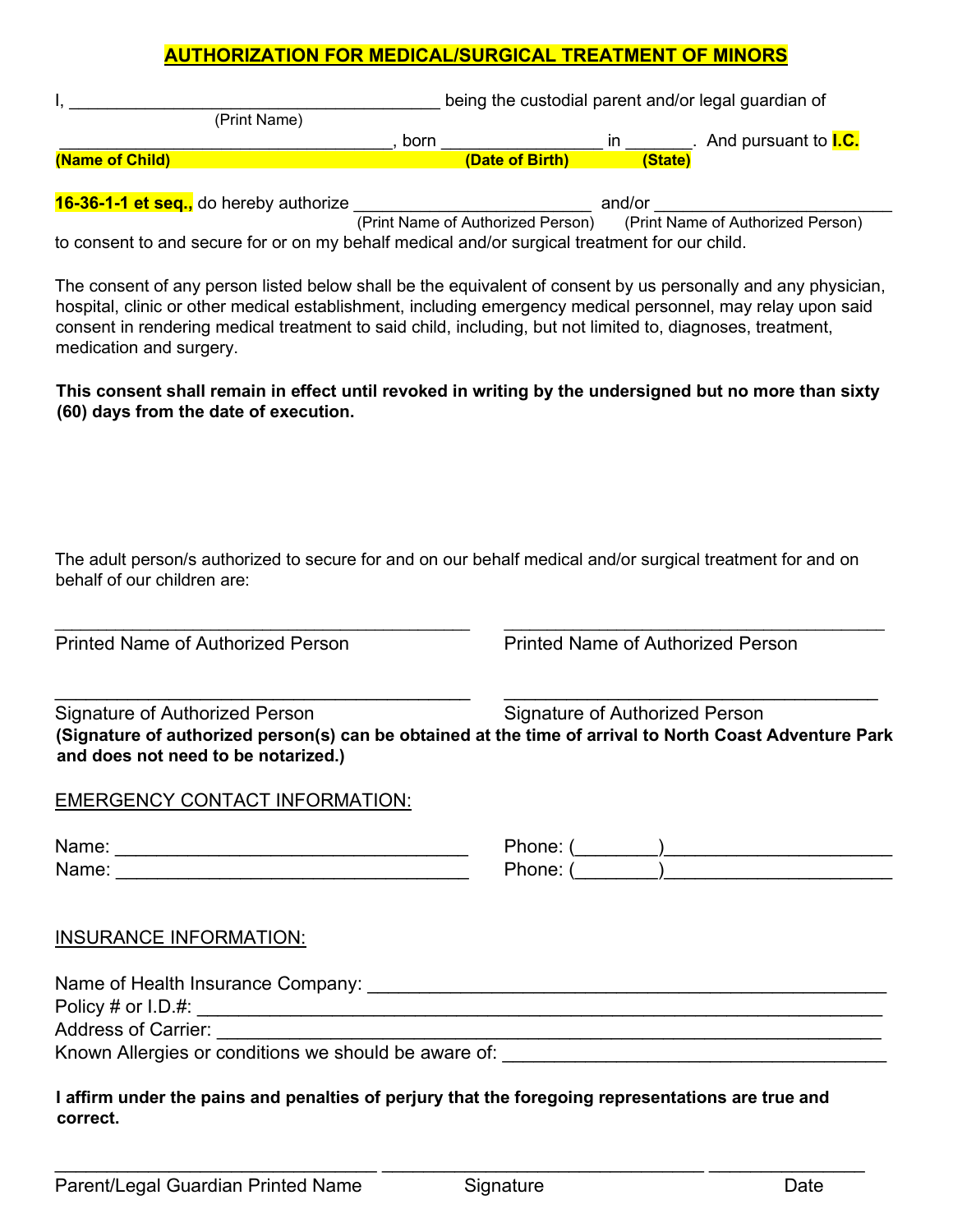# AUTHORIZATION FOR MEDICAL/SURGICAL TREATMENT OF MINORS

I, ______________________________________ being the custodial parent and/or legal guardian of
(Print Name)

__________________________________, born ________________ in _______. And pursuant to **I.C.**
**(Name of Child)** **(Date of Birth)** **(State)**

**16-36-1-1 et seq.,** do hereby authorize ________________________ and/or ________________________
(Print Name of Authorized Person) (Print Name of Authorized Person)
to consent to and secure for or on my behalf medical and/or surgical treatment for our child.

The consent of any person listed below shall be the equivalent of consent by us personally and any physician, hospital, clinic or other medical establishment, including emergency medical personnel, may relay upon said consent in rendering medical treatment to said child, including, but not limited to, diagnoses, treatment, medication and surgery.

**This consent shall remain in effect until revoked in writing by the undersigned but no more than sixty (60) days from the date of execution.**

The adult person/s authorized to secure for and on our behalf medical and/or surgical treatment for and on behalf of our children are:

______________________________________ ______________________________________
Printed Name of Authorized Person Printed Name of Authorized Person

______________________________________ ______________________________________
Signature of Authorized Person Signature of Authorized Person
**(Signature of authorized person(s) can be obtained at the time of arrival to North Coast Adventure Park and does not need to be notarized.)**

EMERGENCY CONTACT INFORMATION:

Name: __________________________________ Phone: (________)______________________
Name: __________________________________ Phone: (________)______________________

INSURANCE INFORMATION:

Name of Health Insurance Company: ______________________________________________
Policy # or I.D.#: ______________________________________________________________
Address of Carrier: _____________________________________________________________
Known Allergies or conditions we should be aware of: ____________________________________

**I affirm under the pains and penalties of perjury that the foregoing representations are true and correct.**

______________________________ ______________________________ _______________
Parent/Legal Guardian Printed Name Signature Date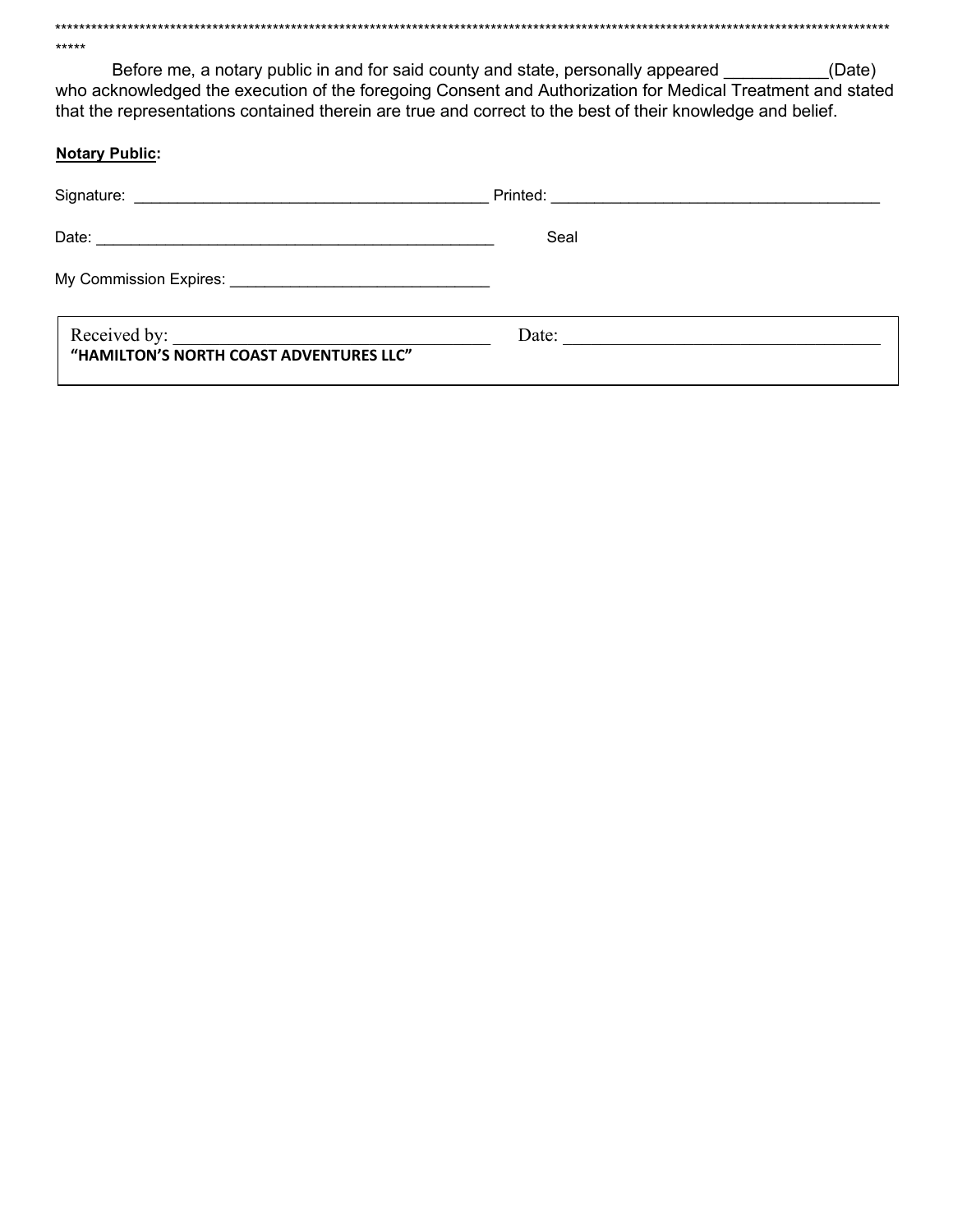*****************************************************************************************************************************************
*****

Before me, a notary public in and for said county and state, personally appeared ___________(Date) who acknowledged the execution of the foregoing Consent and Authorization for Medical Treatment and stated that the representations contained therein are true and correct to the best of their knowledge and belief.

**Notary Public:**

Signature: ________________________________________ Printed: ______________________________________

Date: _____________________________________________ Seal

My Commission Expires: ______________________________

Received by: ___________________________________ Date: ___________________________________
**"HAMILTON'S NORTH COAST ADVENTURES LLC"**